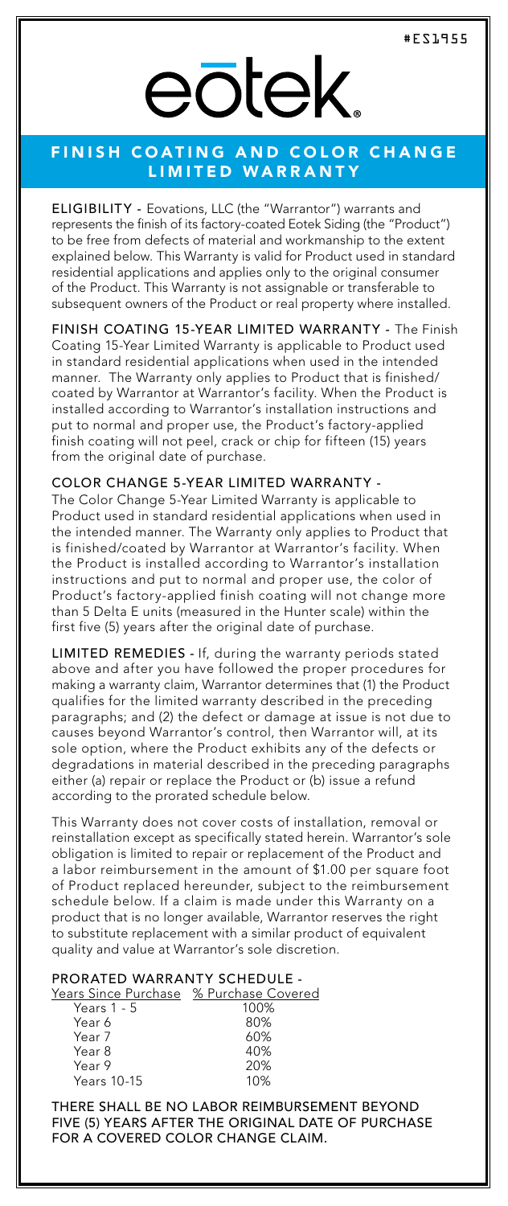#ES1955

# eōtek.

## FINISH COATING AND COLOR CHANGE LIMITED WARRANTY

**ELIGIBILITY -** Eovations, LLC (the "Warrantor") warrants and represents the finish of its factory-coated Eotek Siding (the "Product") to be free from defects of material and workmanship to the extent explained below. This Warranty is valid for Product used in standard residential applications and applies only to the original consumer of the Product. This Warranty is not assignable or transferable to subsequent owners of the Product or real property where installed.

**FINISH COATING 15-YEAR LIMITED WARRANTY -** The Finish Coating 15-Year Limited Warranty is applicable to Product used in standard residential applications when used in the intended manner. The Warranty only applies to Product that is finished/coated by Warrantor at Warrantor's facility. When the Product is installed according to Warrantor's installation instructions and put to normal and proper use, the Product's factory-applied finish coating will not peel, crack or chip for fifteen (15) years from the original date of purchase.

**COLOR CHANGE 5-YEAR LIMITED WARRANTY -**
The Color Change 5-Year Limited Warranty is applicable to Product used in standard residential applications when used in the intended manner. The Warranty only applies to Product that is finished/coated by Warrantor at Warrantor's facility. When the Product is installed according to Warrantor's installation instructions and put to normal and proper use, the color of Product's factory-applied finish coating will not change more than 5 Delta E units (measured in the Hunter scale) within the first five (5) years after the original date of purchase.

**LIMITED REMEDIES -** If, during the warranty periods stated above and after you have followed the proper procedures for making a warranty claim, Warrantor determines that (1) the Product qualifies for the limited warranty described in the preceding paragraphs; and (2) the defect or damage at issue is not due to causes beyond Warrantor's control, then Warrantor will, at its sole option, where the Product exhibits any of the defects or degradations in material described in the preceding paragraphs either (a) repair or replace the Product or (b) issue a refund according to the prorated schedule below.

This Warranty does not cover costs of installation, removal or reinstallation except as specifically stated herein. Warrantor's sole obligation is limited to repair or replacement of the Product and a labor reimbursement in the amount of $1.00 per square foot of Product replaced hereunder, subject to the reimbursement schedule below. If a claim is made under this Warranty on a product that is no longer available, Warrantor reserves the right to substitute replacement with a similar product of equivalent quality and value at Warrantor's sole discretion.

**PRORATED WARRANTY SCHEDULE -**

| Years Since Purchase | % Purchase Covered |
|---|---|
| Years 1 - 5 | 100% |
| Year 6 | 80% |
| Year 7 | 60% |
| Year 8 | 40% |
| Year 9 | 20% |
| Years 10-15 | 10% |

THERE SHALL BE NO LABOR REIMBURSEMENT BEYOND FIVE (5) YEARS AFTER THE ORIGINAL DATE OF PURCHASE FOR A COVERED COLOR CHANGE CLAIM.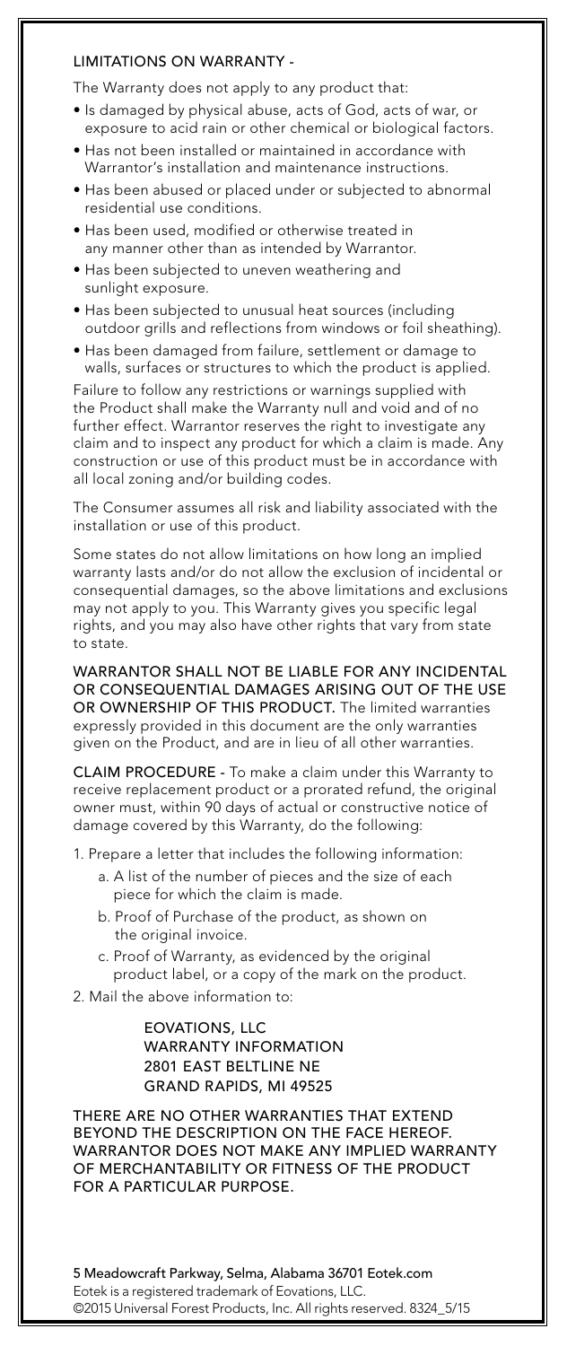## LIMITATIONS ON WARRANTY -

The Warranty does not apply to any product that:

- Is damaged by physical abuse, acts of God, acts of war, or exposure to acid rain or other chemical or biological factors.
- Has not been installed or maintained in accordance with Warrantor's installation and maintenance instructions.
- Has been abused or placed under or subjected to abnormal residential use conditions.
- Has been used, modified or otherwise treated in any manner other than as intended by Warrantor.
- Has been subjected to uneven weathering and sunlight exposure.
- Has been subjected to unusual heat sources (including outdoor grills and reflections from windows or foil sheathing).
- Has been damaged from failure, settlement or damage to walls, surfaces or structures to which the product is applied.

Failure to follow any restrictions or warnings supplied with the Product shall make the Warranty null and void and of no further effect. Warrantor reserves the right to investigate any claim and to inspect any product for which a claim is made. Any construction or use of this product must be in accordance with all local zoning and/or building codes.

The Consumer assumes all risk and liability associated with the installation or use of this product.

Some states do not allow limitations on how long an implied warranty lasts and/or do not allow the exclusion of incidental or consequential damages, so the above limitations and exclusions may not apply to you. This Warranty gives you specific legal rights, and you may also have other rights that vary from state to state.

WARRANTOR SHALL NOT BE LIABLE FOR ANY INCIDENTAL OR CONSEQUENTIAL DAMAGES ARISING OUT OF THE USE OR OWNERSHIP OF THIS PRODUCT. The limited warranties expressly provided in this document are the only warranties given on the Product, and are in lieu of all other warranties.

CLAIM PROCEDURE - To make a claim under this Warranty to receive replacement product or a prorated refund, the original owner must, within 90 days of actual or constructive notice of damage covered by this Warranty, do the following:

1. Prepare a letter that includes the following information:
   a. A list of the number of pieces and the size of each piece for which the claim is made.
   b. Proof of Purchase of the product, as shown on the original invoice.
   c. Proof of Warranty, as evidenced by the original product label, or a copy of the mark on the product.
2. Mail the above information to:

   EOVATIONS, LLC
   WARRANTY INFORMATION
   2801 EAST BELTLINE NE
   GRAND RAPIDS, MI 49525

THERE ARE NO OTHER WARRANTIES THAT EXTEND BEYOND THE DESCRIPTION ON THE FACE HEREOF. WARRANTOR DOES NOT MAKE ANY IMPLIED WARRANTY OF MERCHANTABILITY OR FITNESS OF THE PRODUCT FOR A PARTICULAR PURPOSE.

5 Meadowcraft Parkway, Selma, Alabama 36701 Eotek.com
Eotek is a registered trademark of Eovations, LLC.
©2015 Universal Forest Products, Inc. All rights reserved. 8324_5/15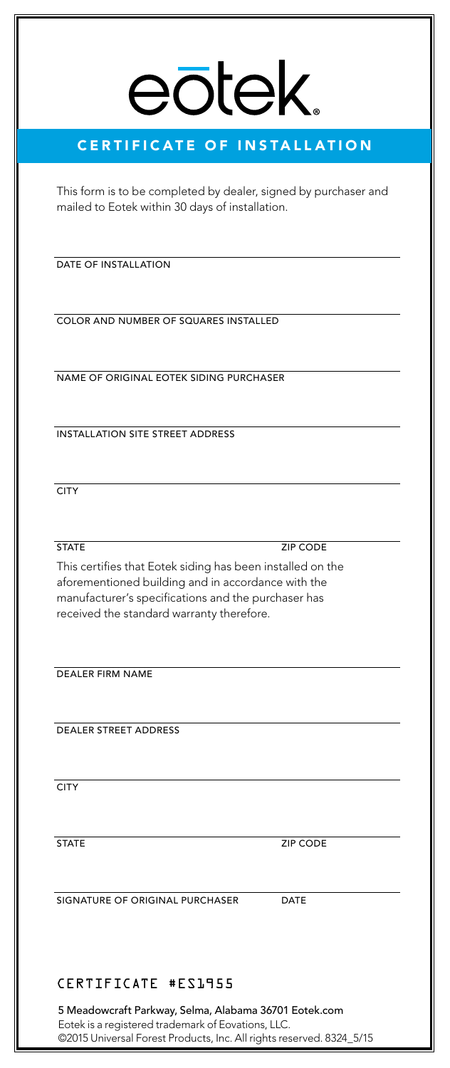# eōtek

## CERTIFICATE OF INSTALLATION

This form is to be completed by dealer, signed by purchaser and mailed to Eotek within 30 days of installation.

DATE OF INSTALLATION

COLOR AND NUMBER OF SQUARES INSTALLED

NAME OF ORIGINAL EOTEK SIDING PURCHASER

INSTALLATION SITE STREET ADDRESS

CITY

STATE ZIP CODE

This certifies that Eotek siding has been installed on the aforementioned building and in accordance with the manufacturer's specifications and the purchaser has received the standard warranty therefore.

DEALER FIRM NAME

DEALER STREET ADDRESS

CITY

STATE ZIP CODE

SIGNATURE OF ORIGINAL PURCHASER DATE

CERTIFICATE #ES1955

5 Meadowcraft Parkway, Selma, Alabama 36701 Eotek.com
Eotek is a registered trademark of Eovations, LLC.
©2015 Universal Forest Products, Inc. All rights reserved. 8324_5/15